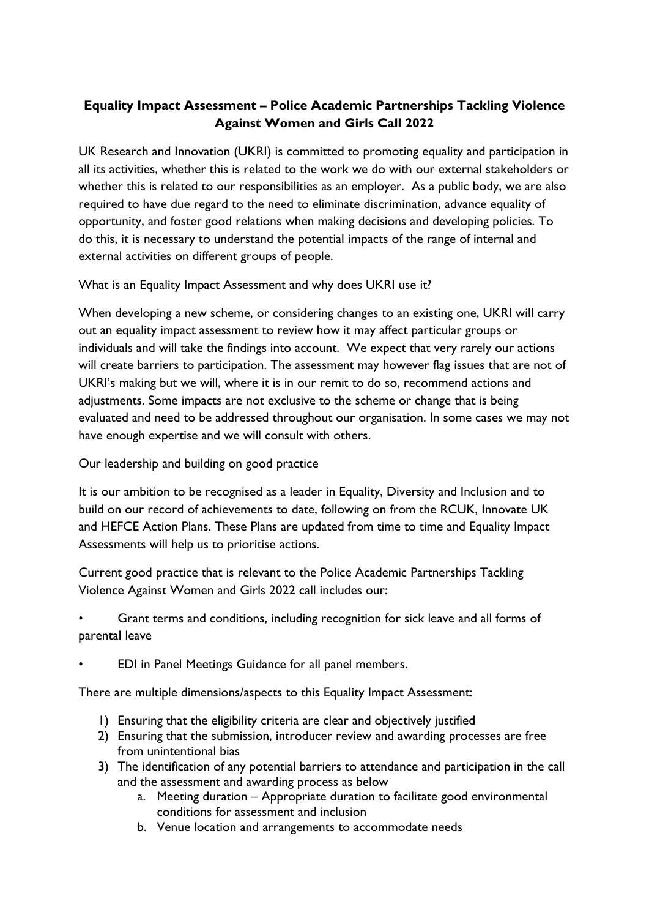# Equality Impact Assessment – Police Academic Partnerships Tackling Violence Against Women and Girls Call 2022

UK Research and Innovation (UKRI) is committed to promoting equality and participation in all its activities, whether this is related to the work we do with our external stakeholders or whether this is related to our responsibilities as an employer. As a public body, we are also required to have due regard to the need to eliminate discrimination, advance equality of opportunity, and foster good relations when making decisions and developing policies. To do this, it is necessary to understand the potential impacts of the range of internal and external activities on different groups of people.

What is an Equality Impact Assessment and why does UKRI use it?

When developing a new scheme, or considering changes to an existing one, UKRI will carry out an equality impact assessment to review how it may affect particular groups or individuals and will take the findings into account. We expect that very rarely our actions will create barriers to participation. The assessment may however flag issues that are not of UKRI's making but we will, where it is in our remit to do so, recommend actions and adjustments. Some impacts are not exclusive to the scheme or change that is being evaluated and need to be addressed throughout our organisation. In some cases we may not have enough expertise and we will consult with others.

Our leadership and building on good practice

It is our ambition to be recognised as a leader in Equality, Diversity and Inclusion and to build on our record of achievements to date, following on from the RCUK, Innovate UK and HEFCE Action Plans. These Plans are updated from time to time and Equality Impact Assessments will help us to prioritise actions.

Current good practice that is relevant to the Police Academic Partnerships Tackling Violence Against Women and Girls 2022 call includes our:

- Grant terms and conditions, including recognition for sick leave and all forms of parental leave
- EDI in Panel Meetings Guidance for all panel members.

There are multiple dimensions/aspects to this Equality Impact Assessment:

1) Ensuring that the eligibility criteria are clear and objectively justified
2) Ensuring that the submission, introducer review and awarding processes are free from unintentional bias
3) The identification of any potential barriers to attendance and participation in the call and the assessment and awarding process as below
    a. Meeting duration – Appropriate duration to facilitate good environmental conditions for assessment and inclusion
    b. Venue location and arrangements to accommodate needs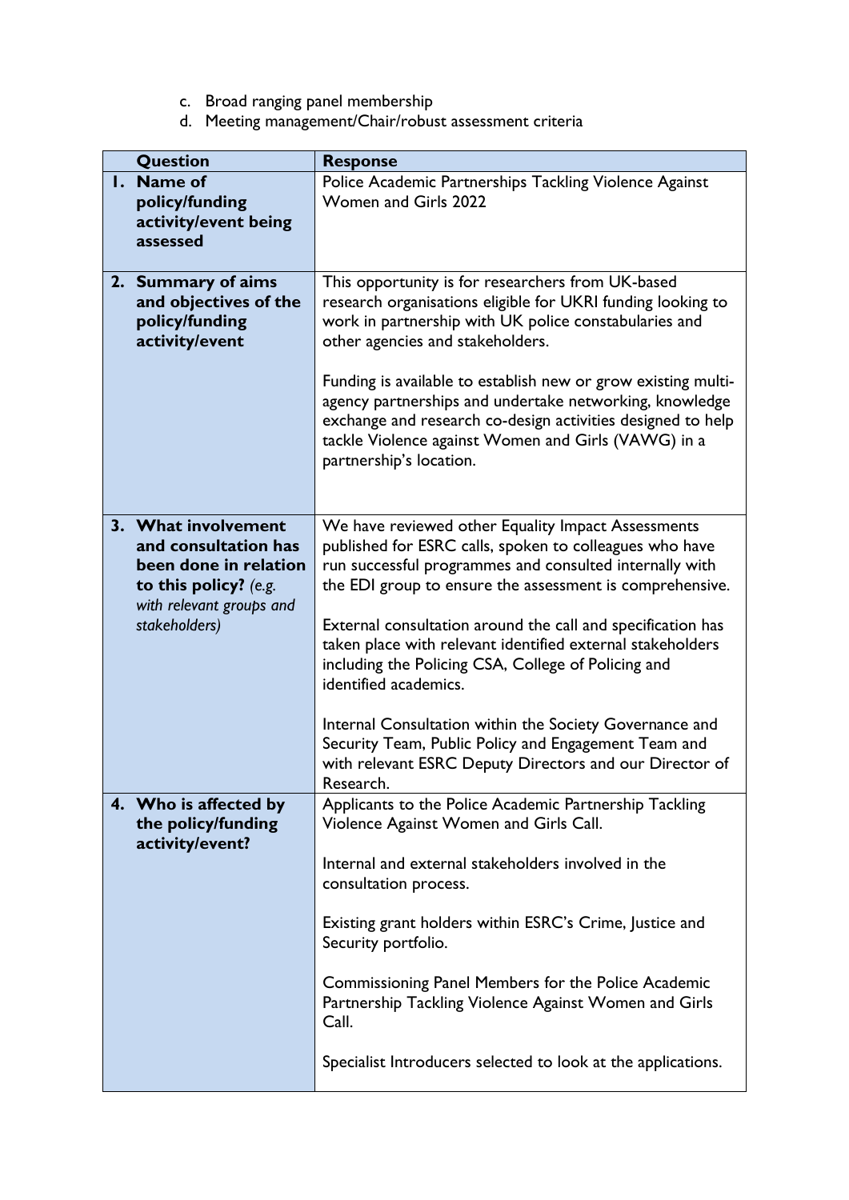c. Broad ranging panel membership
d. Meeting management/Chair/robust assessment criteria

| Question | Response |
|---|---|
| **1. Name of policy/funding activity/event being assessed** | Police Academic Partnerships Tackling Violence Against Women and Girls 2022 |
| **2. Summary of aims and objectives of the policy/funding activity/event** | This opportunity is for researchers from UK-based research organisations eligible for UKRI funding looking to work in partnership with UK police constabularies and other agencies and stakeholders.<br><br>Funding is available to establish new or grow existing multi-agency partnerships and undertake networking, knowledge exchange and research co-design activities designed to help tackle Violence against Women and Girls (VAWG) in a partnership's location. |
| **3. What involvement and consultation has been done in relation to this policy?** *(e.g. with relevant groups and stakeholders)* | We have reviewed other Equality Impact Assessments published for ESRC calls, spoken to colleagues who have run successful programmes and consulted internally with the EDI group to ensure the assessment is comprehensive.<br><br>External consultation around the call and specification has taken place with relevant identified external stakeholders including the Policing CSA, College of Policing and identified academics.<br><br>Internal Consultation within the Society Governance and Security Team, Public Policy and Engagement Team and with relevant ESRC Deputy Directors and our Director of Research. |
| **4. Who is affected by the policy/funding activity/event?** | Applicants to the Police Academic Partnership Tackling Violence Against Women and Girls Call.<br><br>Internal and external stakeholders involved in the consultation process.<br><br>Existing grant holders within ESRC's Crime, Justice and Security portfolio.<br><br>Commissioning Panel Members for the Police Academic Partnership Tackling Violence Against Women and Girls Call.<br><br>Specialist Introducers selected to look at the applications. |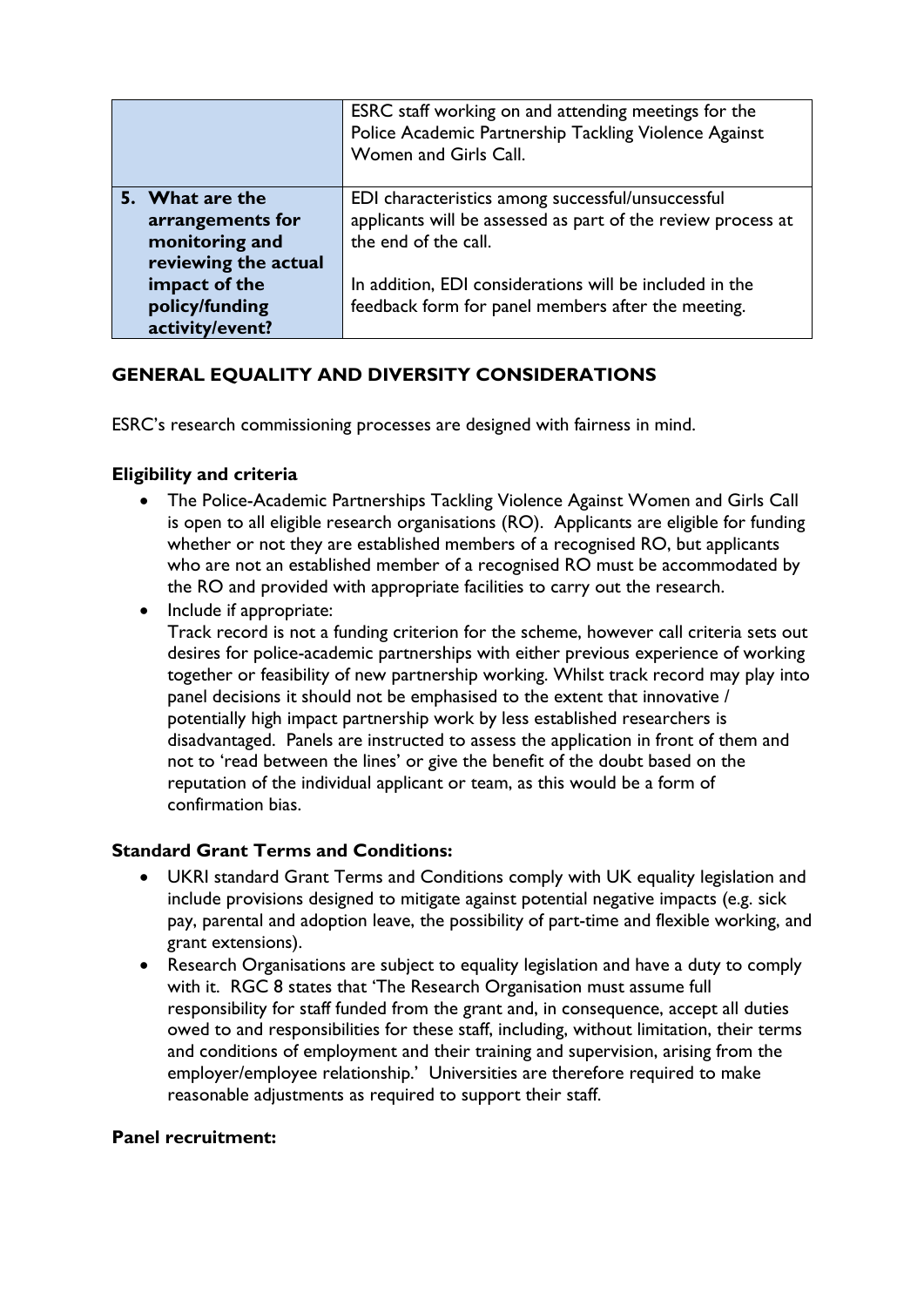| | |
|---|---|
| | ESRC staff working on and attending meetings for the Police Academic Partnership Tackling Violence Against Women and Girls Call. |
| **5. What are the arrangements for monitoring and reviewing the actual impact of the policy/funding activity/event?** | EDI characteristics among successful/unsuccessful applicants will be assessed as part of the review process at the end of the call.<br><br>In addition, EDI considerations will be included in the feedback form for panel members after the meeting. |

## GENERAL EQUALITY AND DIVERSITY CONSIDERATIONS

ESRC's research commissioning processes are designed with fairness in mind.

### Eligibility and criteria

- The Police-Academic Partnerships Tackling Violence Against Women and Girls Call is open to all eligible research organisations (RO). Applicants are eligible for funding whether or not they are established members of a recognised RO, but applicants who are not an established member of a recognised RO must be accommodated by the RO and provided with appropriate facilities to carry out the research.
- Include if appropriate:
  Track record is not a funding criterion for the scheme, however call criteria sets out desires for police-academic partnerships with either previous experience of working together or feasibility of new partnership working. Whilst track record may play into panel decisions it should not be emphasised to the extent that innovative / potentially high impact partnership work by less established researchers is disadvantaged. Panels are instructed to assess the application in front of them and not to 'read between the lines' or give the benefit of the doubt based on the reputation of the individual applicant or team, as this would be a form of confirmation bias.

### Standard Grant Terms and Conditions:

- UKRI standard Grant Terms and Conditions comply with UK equality legislation and include provisions designed to mitigate against potential negative impacts (e.g. sick pay, parental and adoption leave, the possibility of part-time and flexible working, and grant extensions).
- Research Organisations are subject to equality legislation and have a duty to comply with it. RGC 8 states that 'The Research Organisation must assume full responsibility for staff funded from the grant and, in consequence, accept all duties owed to and responsibilities for these staff, including, without limitation, their terms and conditions of employment and their training and supervision, arising from the employer/employee relationship.' Universities are therefore required to make reasonable adjustments as required to support their staff.

### Panel recruitment: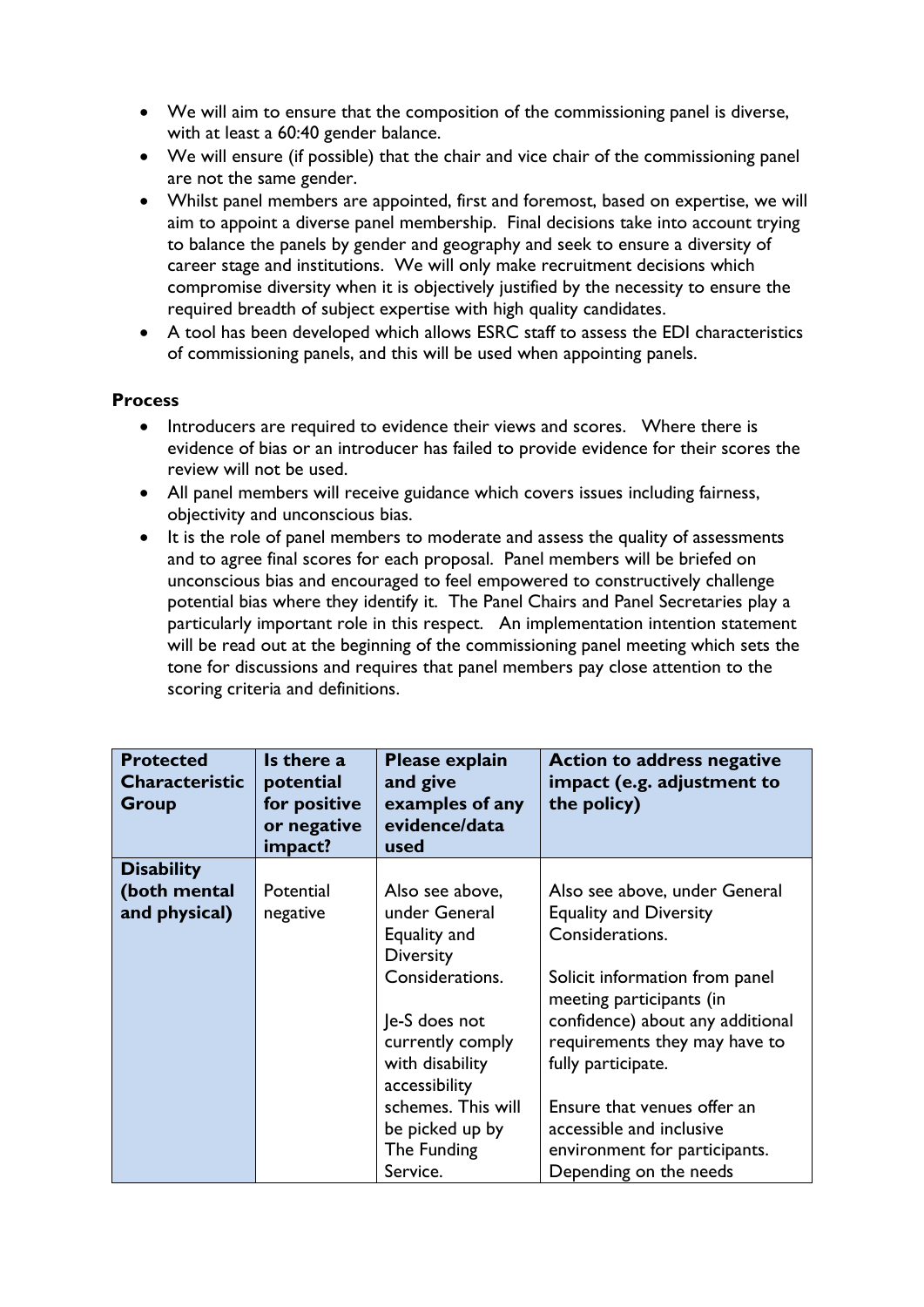- We will aim to ensure that the composition of the commissioning panel is diverse, with at least a 60:40 gender balance.
- We will ensure (if possible) that the chair and vice chair of the commissioning panel are not the same gender.
- Whilst panel members are appointed, first and foremost, based on expertise, we will aim to appoint a diverse panel membership. Final decisions take into account trying to balance the panels by gender and geography and seek to ensure a diversity of career stage and institutions. We will only make recruitment decisions which compromise diversity when it is objectively justified by the necessity to ensure the required breadth of subject expertise with high quality candidates.
- A tool has been developed which allows ESRC staff to assess the EDI characteristics of commissioning panels, and this will be used when appointing panels.

**Process**

- Introducers are required to evidence their views and scores. Where there is evidence of bias or an introducer has failed to provide evidence for their scores the review will not be used.
- All panel members will receive guidance which covers issues including fairness, objectivity and unconscious bias.
- It is the role of panel members to moderate and assess the quality of assessments and to agree final scores for each proposal. Panel members will be briefed on unconscious bias and encouraged to feel empowered to constructively challenge potential bias where they identify it. The Panel Chairs and Panel Secretaries play a particularly important role in this respect. An implementation intention statement will be read out at the beginning of the commissioning panel meeting which sets the tone for discussions and requires that panel members pay close attention to the scoring criteria and definitions.

| Protected Characteristic Group | Is there a potential for positive or negative impact? | Please explain and give examples of any evidence/data used | Action to address negative impact (e.g. adjustment to the policy) |
|---|---|---|---|
| **Disability (both mental and physical)** | Potential negative | Also see above, under General Equality and Diversity Considerations.<br><br>Je-S does not currently comply with disability accessibility schemes. This will be picked up by The Funding Service. | Also see above, under General Equality and Diversity Considerations.<br><br>Solicit information from panel meeting participants (in confidence) about any additional requirements they may have to fully participate.<br><br>Ensure that venues offer an accessible and inclusive environment for participants. Depending on the needs |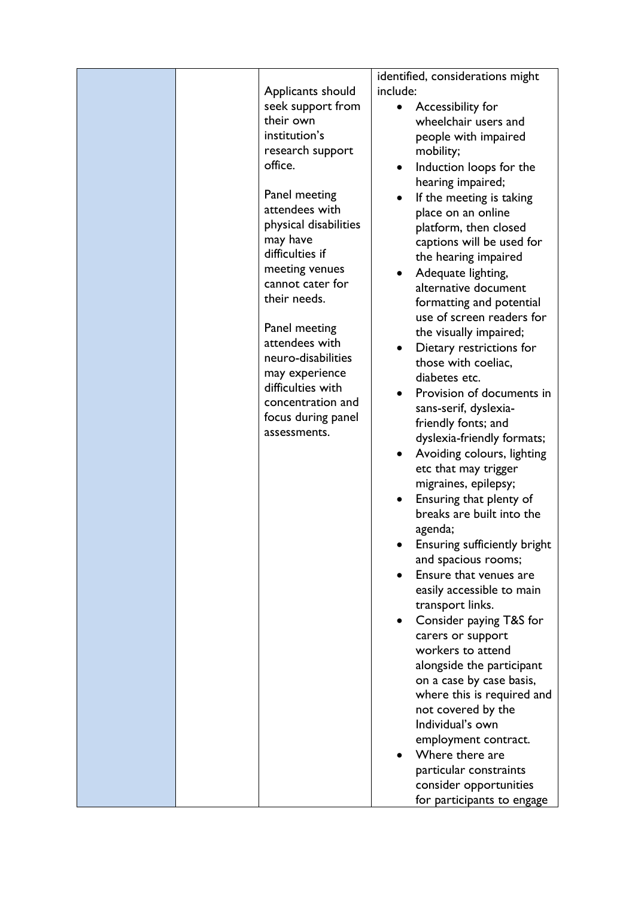|  |  | Applicants should seek support from their own institution's research support office.<br><br>Panel meeting attendees with physical disabilities may have difficulties if meeting venues cannot cater for their needs.<br><br>Panel meeting attendees with neuro-disabilities may experience difficulties with concentration and focus during panel assessments. | identified, considerations might include:<br>• Accessibility for wheelchair users and people with impaired mobility;<br>• Induction loops for the hearing impaired;<br>• If the meeting is taking place on an online platform, then closed captions will be used for the hearing impaired<br>• Adequate lighting, alternative document formatting and potential use of screen readers for the visually impaired;<br>• Dietary restrictions for those with coeliac, diabetes etc.<br>• Provision of documents in sans-serif, dyslexia-friendly fonts; and dyslexia-friendly formats;<br>• Avoiding colours, lighting etc that may trigger migraines, epilepsy;<br>• Ensuring that plenty of breaks are built into the agenda;<br>• Ensuring sufficiently bright and spacious rooms;<br>• Ensure that venues are easily accessible to main transport links.<br>• Consider paying T&S for carers or support workers to attend alongside the participant on a case by case basis, where this is required and not covered by the Individual's own employment contract.<br>• Where there are particular constraints consider opportunities for participants to engage |
|---|---|---|---|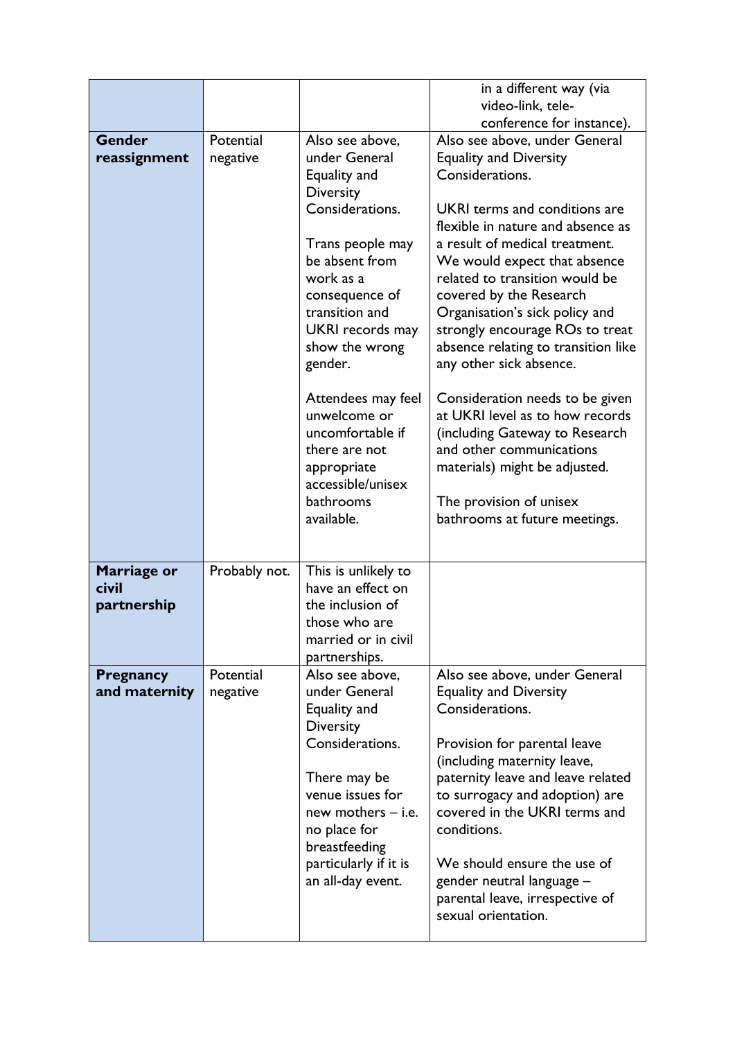| | | | |
|---|---|---|---|
| | | | in a different way (via video-link, tele-conference for instance). |
| **Gender reassignment** | Potential negative | Also see above, under General Equality and Diversity Considerations.<br><br>Trans people may be absent from work as a consequence of transition and UKRI records may show the wrong gender.<br><br>Attendees may feel unwelcome or uncomfortable if there are not appropriate accessible/unisex bathrooms available. | Also see above, under General Equality and Diversity Considerations.<br><br>UKRI terms and conditions are flexible in nature and absence as a result of medical treatment. We would expect that absence related to transition would be covered by the Research Organisation's sick policy and strongly encourage ROs to treat absence relating to transition like any other sick absence.<br><br>Consideration needs to be given at UKRI level as to how records (including Gateway to Research and other communications materials) might be adjusted.<br><br>The provision of unisex bathrooms at future meetings. |
| **Marriage or civil partnership** | Probably not. | This is unlikely to have an effect on the inclusion of those who are married or in civil partnerships. | |
| **Pregnancy and maternity** | Potential negative | Also see above, under General Equality and Diversity Considerations.<br><br>There may be venue issues for new mothers – i.e. no place for breastfeeding particularly if it is an all-day event. | Also see above, under General Equality and Diversity Considerations.<br><br>Provision for parental leave (including maternity leave, paternity leave and leave related to surrogacy and adoption) are covered in the UKRI terms and conditions.<br><br>We should ensure the use of gender neutral language – parental leave, irrespective of sexual orientation. |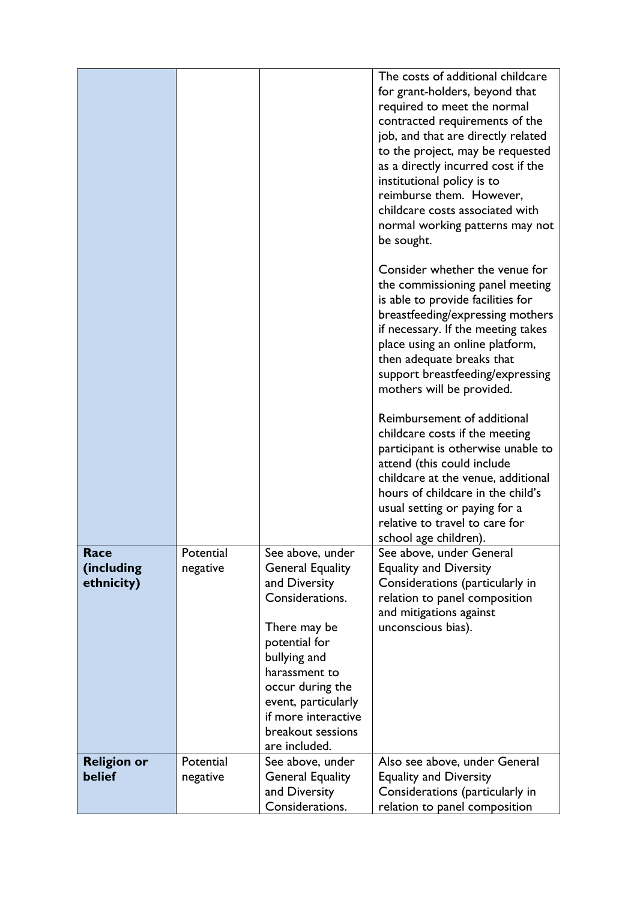| | | | |
|---|---|---|---|
| | | | The costs of additional childcare for grant-holders, beyond that required to meet the normal contracted requirements of the job, and that are directly related to the project, may be requested as a directly incurred cost if the institutional policy is to reimburse them. However, childcare costs associated with normal working patterns may not be sought.<br><br>Consider whether the venue for the commissioning panel meeting is able to provide facilities for breastfeeding/expressing mothers if necessary. If the meeting takes place using an online platform, then adequate breaks that support breastfeeding/expressing mothers will be provided.<br><br>Reimbursement of additional childcare costs if the meeting participant is otherwise unable to attend (this could include childcare at the venue, additional hours of childcare in the child's usual setting or paying for a relative to travel to care for school age children). |
| **Race (including ethnicity)** | Potential negative | See above, under General Equality and Diversity Considerations.<br><br>There may be potential for bullying and harassment to occur during the event, particularly if more interactive breakout sessions are included. | See above, under General Equality and Diversity Considerations (particularly in relation to panel composition and mitigations against unconscious bias). |
| **Religion or belief** | Potential negative | See above, under General Equality and Diversity Considerations. | Also see above, under General Equality and Diversity Considerations (particularly in relation to panel composition |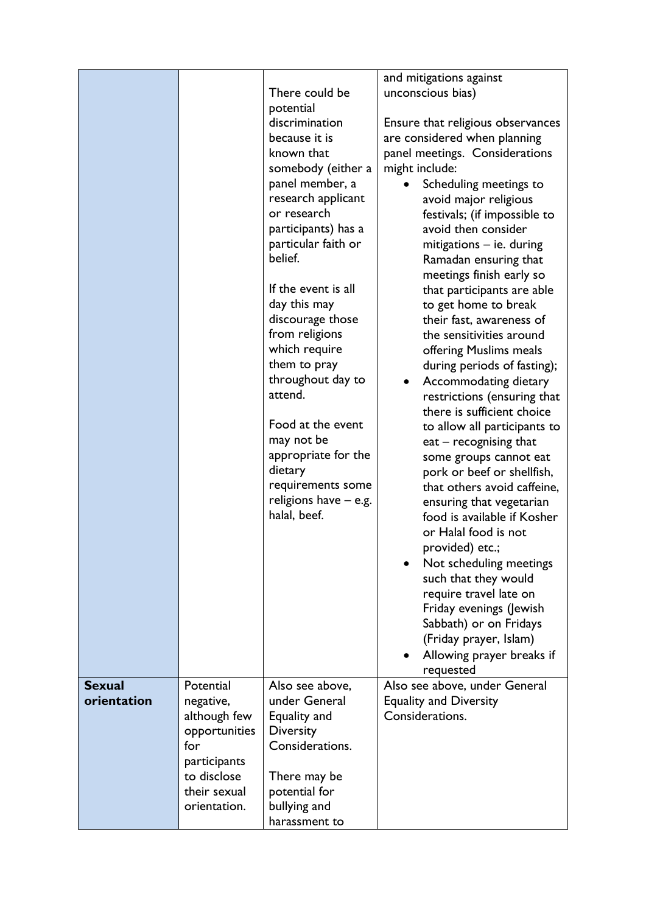| | | | |
|---|---|---|---|
| | | There could be potential discrimination because it is known that somebody (either a panel member, a research applicant or research participants) has a particular faith or belief.<br><br>If the event is all day this may discourage those from religions which require them to pray throughout day to attend.<br><br>Food at the event may not be appropriate for the dietary requirements some religions have – e.g. halal, beef. | and mitigations against unconscious bias)<br><br>Ensure that religious observances are considered when planning panel meetings. Considerations might include:<br>• Scheduling meetings to avoid major religious festivals; (if impossible to avoid then consider mitigations – ie. during Ramadan ensuring that meetings finish early so that participants are able to get home to break their fast, awareness of the sensitivities around offering Muslims meals during periods of fasting);<br>• Accommodating dietary restrictions (ensuring that there is sufficient choice to allow all participants to eat – recognising that some groups cannot eat pork or beef or shellfish, that others avoid caffeine, ensuring that vegetarian food is available if Kosher or Halal food is not provided) etc.;<br>• Not scheduling meetings such that they would require travel late on Friday evenings (Jewish Sabbath) or on Fridays (Friday prayer, Islam)<br>• Allowing prayer breaks if requested |
| **Sexual orientation** | Potential negative, although few opportunities for participants to disclose their sexual orientation. | Also see above, under General Equality and Diversity Considerations.<br><br>There may be potential for bullying and harassment to | Also see above, under General Equality and Diversity Considerations. |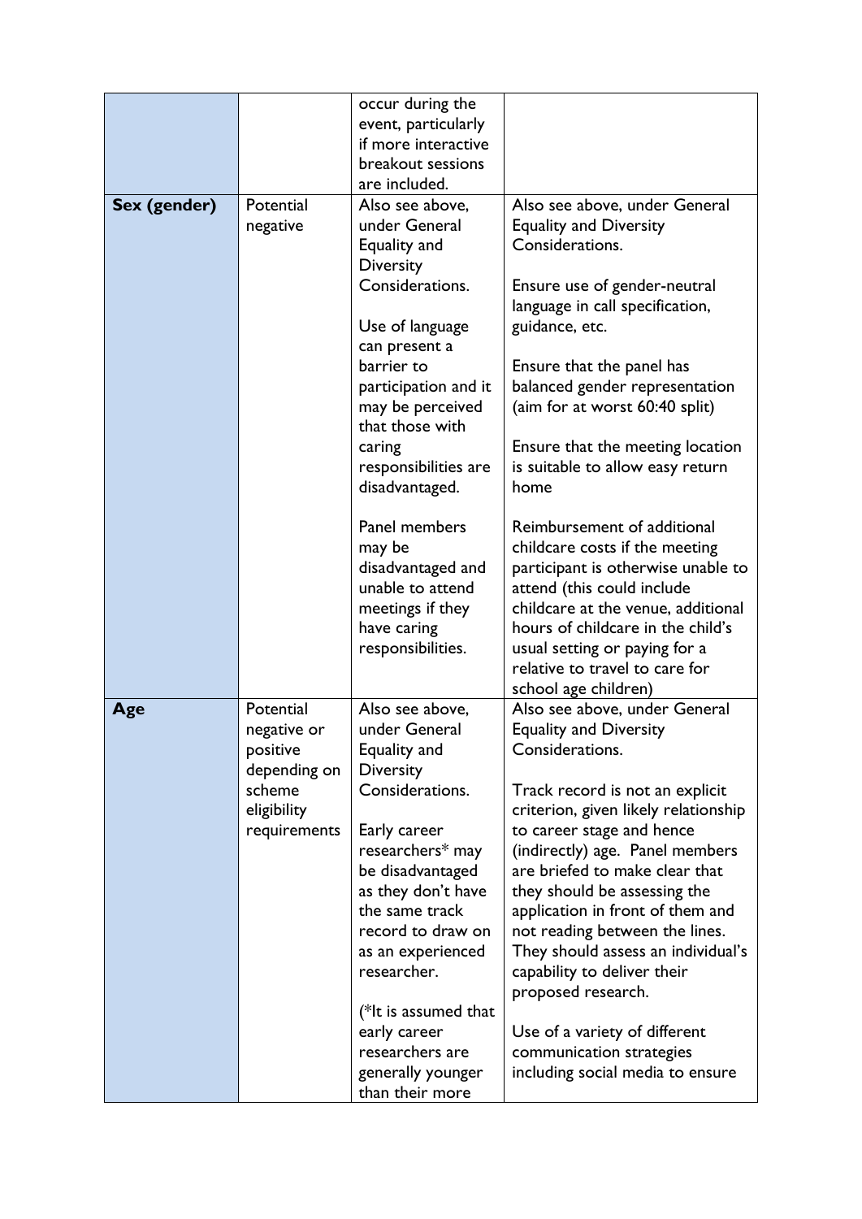| | | | |
|---|---|---|---|
| | | occur during the event, particularly if more interactive breakout sessions are included. | |
| **Sex (gender)** | Potential negative | Also see above, under General Equality and Diversity Considerations.<br><br>Use of language can present a barrier to participation and it may be perceived that those with caring responsibilities are disadvantaged.<br><br>Panel members may be disadvantaged and unable to attend meetings if they have caring responsibilities. | Also see above, under General Equality and Diversity Considerations.<br><br>Ensure use of gender-neutral language in call specification, guidance, etc.<br><br>Ensure that the panel has balanced gender representation (aim for at worst 60:40 split)<br><br>Ensure that the meeting location is suitable to allow easy return home<br><br>Reimbursement of additional childcare costs if the meeting participant is otherwise unable to attend (this could include childcare at the venue, additional hours of childcare in the child's usual setting or paying for a relative to travel to care for school age children) |
| **Age** | Potential negative or positive depending on scheme eligibility requirements | Also see above, under General Equality and Diversity Considerations.<br><br>Early career researchers* may be disadvantaged as they don't have the same track record to draw on as an experienced researcher.<br><br>(*It is assumed that early career researchers are generally younger than their more | Also see above, under General Equality and Diversity Considerations.<br><br>Track record is not an explicit criterion, given likely relationship to career stage and hence (indirectly) age. Panel members are briefed to make clear that they should be assessing the application in front of them and not reading between the lines. They should assess an individual's capability to deliver their proposed research.<br><br>Use of a variety of different communication strategies including social media to ensure |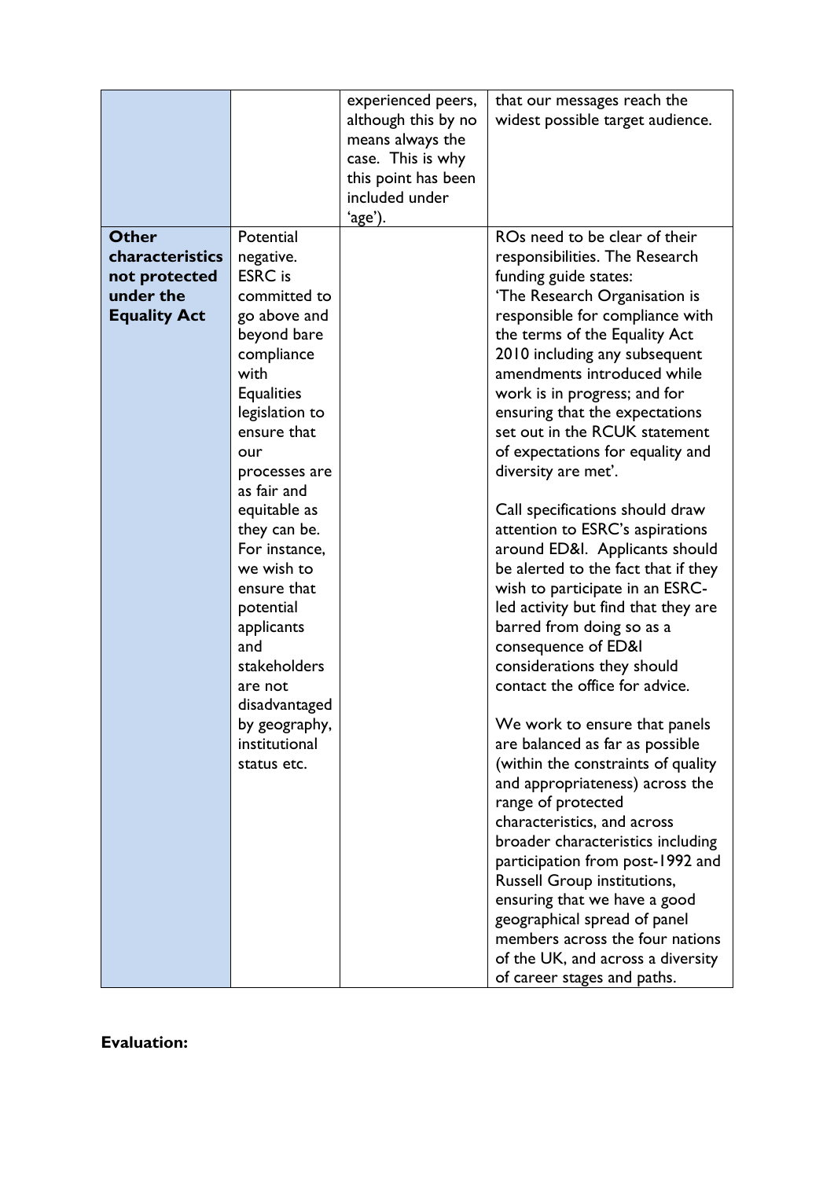| | | | |
|---|---|---|---|
| | | experienced peers, although this by no means always the case. This is why this point has been included under 'age'). | that our messages reach the widest possible target audience. |
| **Other characteristics not protected under the Equality Act** | Potential negative. ESRC is committed to go above and beyond bare compliance with Equalities legislation to ensure that our processes are as fair and equitable as they can be. For instance, we wish to ensure that potential applicants and stakeholders are not disadvantaged by geography, institutional status etc. | | ROs need to be clear of their responsibilities. The Research funding guide states: 'The Research Organisation is responsible for compliance with the terms of the Equality Act 2010 including any subsequent amendments introduced while work is in progress; and for ensuring that the expectations set out in the RCUK statement of expectations for equality and diversity are met'.<br><br>Call specifications should draw attention to ESRC's aspirations around ED&I. Applicants should be alerted to the fact that if they wish to participate in an ESRC-led activity but find that they are barred from doing so as a consequence of ED&I considerations they should contact the office for advice.<br><br>We work to ensure that panels are balanced as far as possible (within the constraints of quality and appropriateness) across the range of protected characteristics, and across broader characteristics including participation from post-1992 and Russell Group institutions, ensuring that we have a good geographical spread of panel members across the four nations of the UK, and across a diversity of career stages and paths. |

**Evaluation:**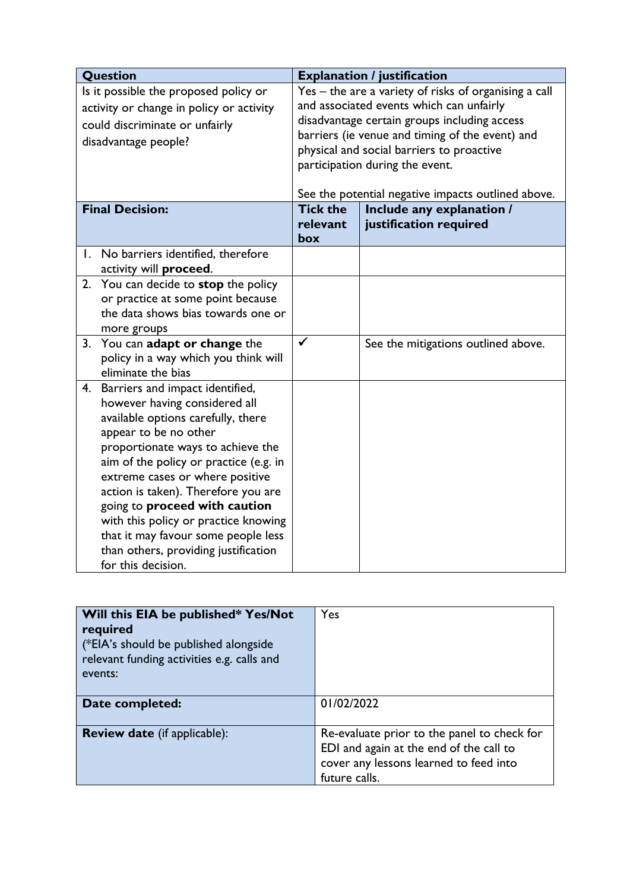| Question | Explanation / justification | |
|---|---|---|
| Is it possible the proposed policy or activity or change in policy or activity could discriminate or unfairly disadvantage people? | Yes – the are a variety of risks of organising a call and associated events which can unfairly disadvantage certain groups including access barriers (ie venue and timing of the event) and physical and social barriers to proactive participation during the event.<br><br>See the potential negative impacts outlined above. | |
| **Final Decision:** | **Tick the relevant box** | **Include any explanation / justification required** |
| 1. No barriers identified, therefore activity will **proceed**. | | |
| 2. You can decide to **stop** the policy or practice at some point because the data shows bias towards one or more groups | | |
| 3. You can **adapt or change** the policy in a way which you think will eliminate the bias | ✓ | See the mitigations outlined above. |
| 4. Barriers and impact identified, however having considered all available options carefully, there appear to be no other proportionate ways to achieve the aim of the policy or practice (e.g. in extreme cases or where positive action is taken). Therefore you are going to **proceed with caution** with this policy or practice knowing that it may favour some people less than others, providing justification for this decision. | | |

| | |
|---|---|
| **Will this EIA be published* Yes/Not required**<br>(*EIA's should be published alongside relevant funding activities e.g. calls and events: | Yes |
| **Date completed:** | 01/02/2022 |
| **Review date** (if applicable): | Re-evaluate prior to the panel to check for EDI and again at the end of the call to cover any lessons learned to feed into future calls. |